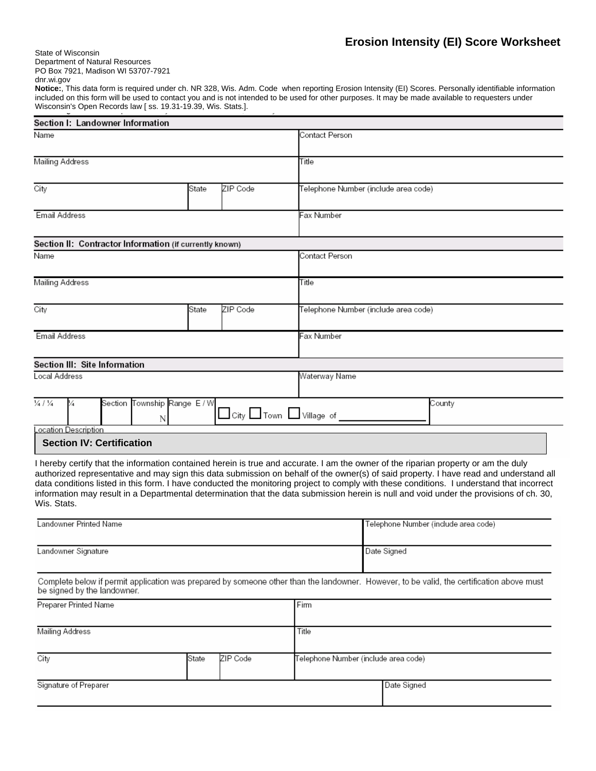# Erosion Intensity (EI) Score Worksheet

State of Wisconsin
Department of Natural Resources
PO Box 7921, Madison WI 53707-7921
dnr.wi.gov

**Notice:**, This data form is required under ch. NR 328, Wis. Adm. Code when reporting Erosion Intensity (EI) Scores. Personally identifiable information included on this form will be used to contact you and is not intended to be used for other purposes. It may be made available to requesters under Wisconsin's Open Records law [ ss. 19.31-19.39, Wis. Stats.].

## Section I: Landowner Information

| Name | | | Contact Person |
|---|---|---|---|
| Mailing Address | | | Title |
| City | State | ZIP Code | Telephone Number (include area code) |
| Email Address | | | Fax Number |

## Section II: Contractor Information (if currently known)

| Name | | | Contact Person |
|---|---|---|---|
| Mailing Address | | | Title |
| City | State | ZIP Code | Telephone Number (include area code) |
| Email Address | | | Fax Number |

## Section III: Site Information

| Local Address | | | | | | Waterway Name | |
|---|---|---|---|---|---|---|---|
| ¼ / ¼ | ¼ | Section | Township N | Range E / W | ☐ City ☐ Town ☐ Village of ________ | | County |

Location Description

## Section IV: Certification

I hereby certify that the information contained herein is true and accurate. I am the owner of the riparian property or am the duly authorized representative and may sign this data submission on behalf of the owner(s) of said property. I have read and understand all data conditions listed in this form. I have conducted the monitoring project to comply with these conditions. I understand that incorrect information may result in a Departmental determination that the data submission herein is null and void under the provisions of ch. 30, Wis. Stats.

| Landowner Printed Name | Telephone Number (include area code) |
|---|---|
| Landowner Signature | Date Signed |

Complete below if permit application was prepared by someone other than the landowner. However, to be valid, the certification above must be signed by the landowner.

| Preparer Printed Name | | | Firm |
|---|---|---|---|
| Mailing Address | | | Title |
| City | State | ZIP Code | Telephone Number (include area code) |
| Signature of Preparer | | | Date Signed |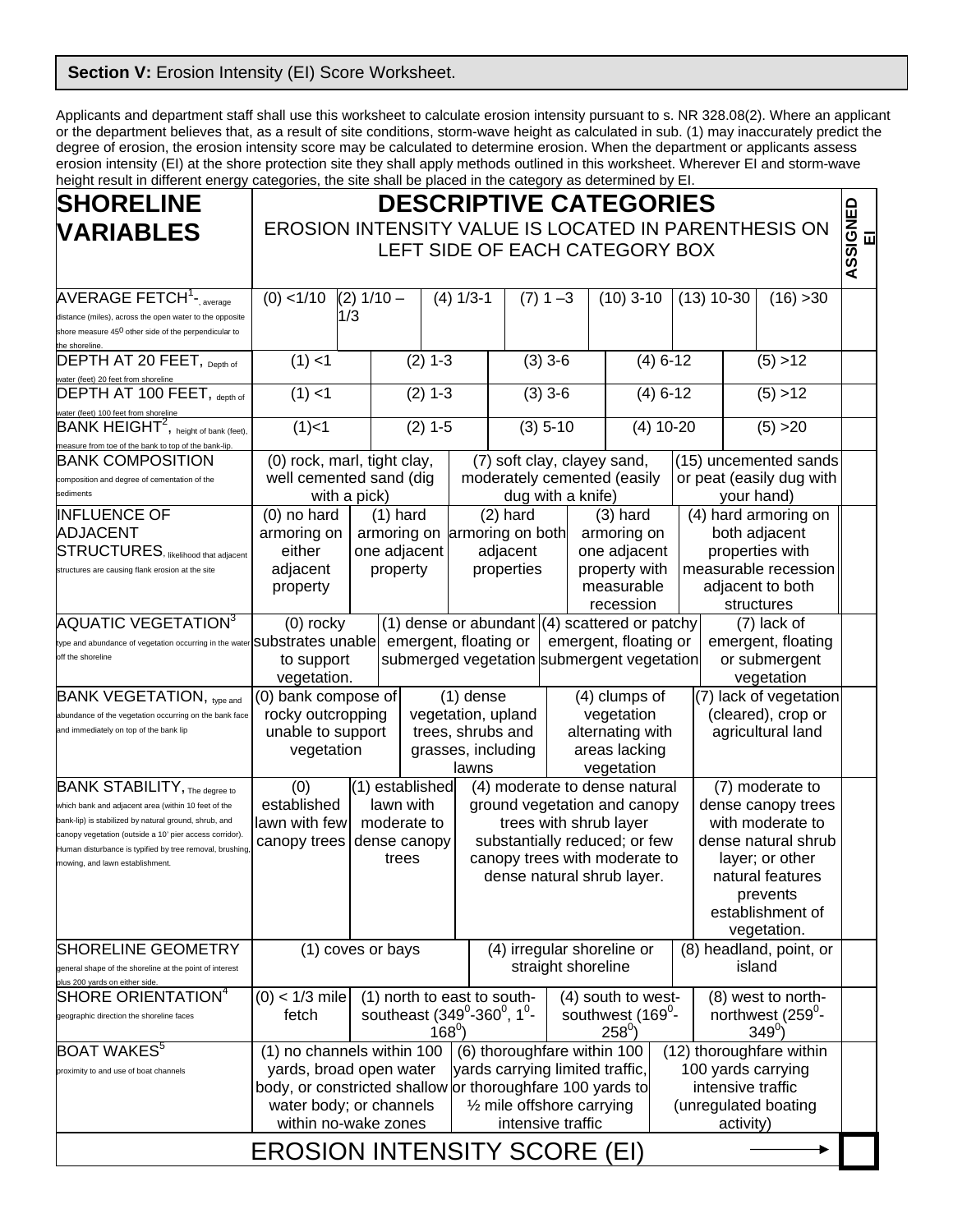**Section V:** Erosion Intensity (EI) Score Worksheet.

Applicants and department staff shall use this worksheet to calculate erosion intensity pursuant to s. NR 328.08(2). Where an applicant or the department believes that, as a result of site conditions, storm-wave height as calculated in sub. (1) may inaccurately predict the degree of erosion, the erosion intensity score may be calculated to determine erosion. When the department or applicants assess erosion intensity (EI) at the shore protection site they shall apply methods outlined in this worksheet. Wherever EI and storm-wave height result in different energy categories, the site shall be placed in the category as determined by EI.

| SHORELINE VARIABLES | DESCRIPTIVE CATEGORIES<br>EROSION INTENSITY VALUE IS LOCATED IN PARENTHESIS ON LEFT SIDE OF EACH CATEGORY BOX | | | | | | | ASSIGNED EI |
|---|---|---|---|---|---|---|---|---|
| AVERAGE FETCH[1] - average distance (miles), across the open water to the opposite shore measure 45° other side of the perpendicular to the shoreline. | (0) <1/10 | (2) 1/10 – 1/3 | (4) 1/3-1 | (7) 1 –3 | (10) 3-10 | (13) 10-30 | (16) >30 | |
| DEPTH AT 20 FEET, Depth of water (feet) 20 feet from shoreline | (1) <1 | (2) 1-3 | (3) 3-6 | (4) 6-12 | (5) >12 | | | |
| DEPTH AT 100 FEET, depth of water (feet) 100 feet from shoreline | (1) <1 | (2) 1-3 | (3) 3-6 | (4) 6-12 | (5) >12 | | | |
| BANK HEIGHT[2], height of bank (feet), measure from toe of the bank to top of the bank-lip. | (1)<1 | (2) 1-5 | (3) 5-10 | (4) 10-20 | (5) >20 | | | |
| BANK COMPOSITION composition and degree of cementation of the sediments | (0) rock, marl, tight clay, well cemented sand (dig with a pick) | (7) soft clay, clayey sand, moderately cemented (easily dug with a knife) | (15) uncemented sands or peat (easily dug with your hand) | | | | | |
| INFLUENCE OF ADJACENT STRUCTURES, likelihood that adjacent structures are causing flank erosion at the site | (0) no hard armoring on either adjacent property | (1) hard armoring on one adjacent property | (2) hard armoring on both adjacent properties | (3) hard armoring on one adjacent property with measurable recession | (4) hard armoring on both adjacent properties with measurable recession adjacent to both structures | | | |
| AQUATIC VEGETATION[3] type and abundance of vegetation occurring in the water off the shoreline | (0) rocky substrates unable to support vegetation. | (1) dense or abundant emergent, floating or submerged vegetation | (4) scattered or patchy emergent, floating or submergent vegetation | (7) lack of emergent, floating or submergent vegetation | | | | |
| BANK VEGETATION, type and abundance of the vegetation occurring on the bank face and immediately on top of the bank lip | (0) bank compose of rocky outcropping unable to support vegetation | (1) dense vegetation, upland trees, shrubs and grasses, including lawns | (4) clumps of vegetation alternating with areas lacking vegetation | (7) lack of vegetation (cleared), crop or agricultural land | | | | |
| BANK STABILITY, The degree to which bank and adjacent area (within 10 feet of the bank-lip) is stabilized by natural ground, shrub, and canopy vegetation (outside a 10' pier access corridor). Human disturbance is typified by tree removal, brushing, mowing, and lawn establishment. | (0) established lawn with few canopy trees | (1) established lawn with moderate to dense canopy trees | (4) moderate to dense natural ground vegetation and canopy trees with shrub layer substantially reduced; or few canopy trees with moderate to dense natural shrub layer. | (7) moderate to dense canopy trees with moderate to dense natural shrub layer; or other natural features prevents establishment of vegetation. | | | | |
| SHORELINE GEOMETRY general shape of the shoreline at the point of interest plus 200 yards on either side. | (1) coves or bays | (4) irregular shoreline or straight shoreline | (8) headland, point, or island | | | | | |
| SHORE ORIENTATION[4] geographic direction the shoreline faces | (0) < 1/3 mile fetch | (1) north to east to south-southeast (349°-360°, 1°-168°) | (4) south to west-southwest (169°-258°) | (8) west to north-northwest (259°-349°) | | | | |
| BOAT WAKES[5] proximity to and use of boat channels | (1) no channels within 100 yards, broad open water body, or constricted shallow water body; or channels within no-wake zones | (6) thoroughfare within 100 yards carrying limited traffic, or thoroughfare 100 yards to ½ mile offshore carrying intensive traffic | (12) thoroughfare within 100 yards carrying intensive traffic (unregulated boating activity) | | | | | |
| EROSION INTENSITY SCORE (EI) → | | | | | | | | |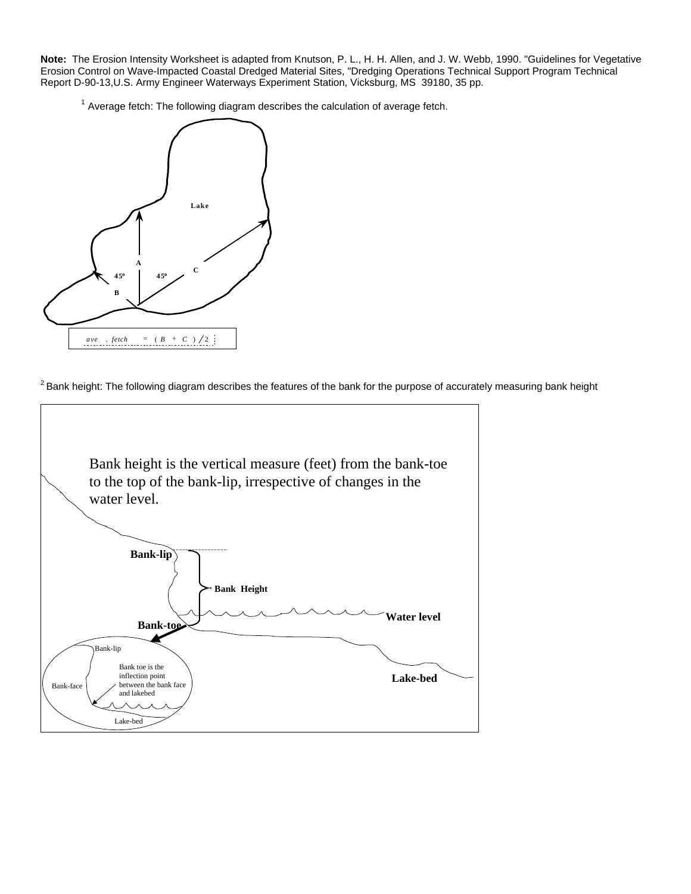**Note:** The Erosion Intensity Worksheet is adapted from Knutson, P. L., H. H. Allen, and J. W. Webb, 1990. "Guidelines for Vegetative Erosion Control on Wave-Impacted Coastal Dredged Material Sites, "Dredging Operations Technical Support Program Technical Report D-90-13,U.S. Army Engineer Waterways Experiment Station, Vicksburg, MS 39180, 35 pp.

[1] Average fetch: The following diagram describes the calculation of average fetch.

Lake

A

B

C

45º

45º

$$ave.\ fetch = (B + C)/2$$

[2] Bank height: The following diagram describes the features of the bank for the purpose of accurately measuring bank height

Bank height is the vertical measure (feet) from the bank-toe to the top of the bank-lip, irrespective of changes in the water level.

Bank-lip

Bank Height

Water level

Bank-toe

Lake-bed

Bank-lip

Bank-face

Bank toe is the inflection point between the bank face and lakebed

Lake-bed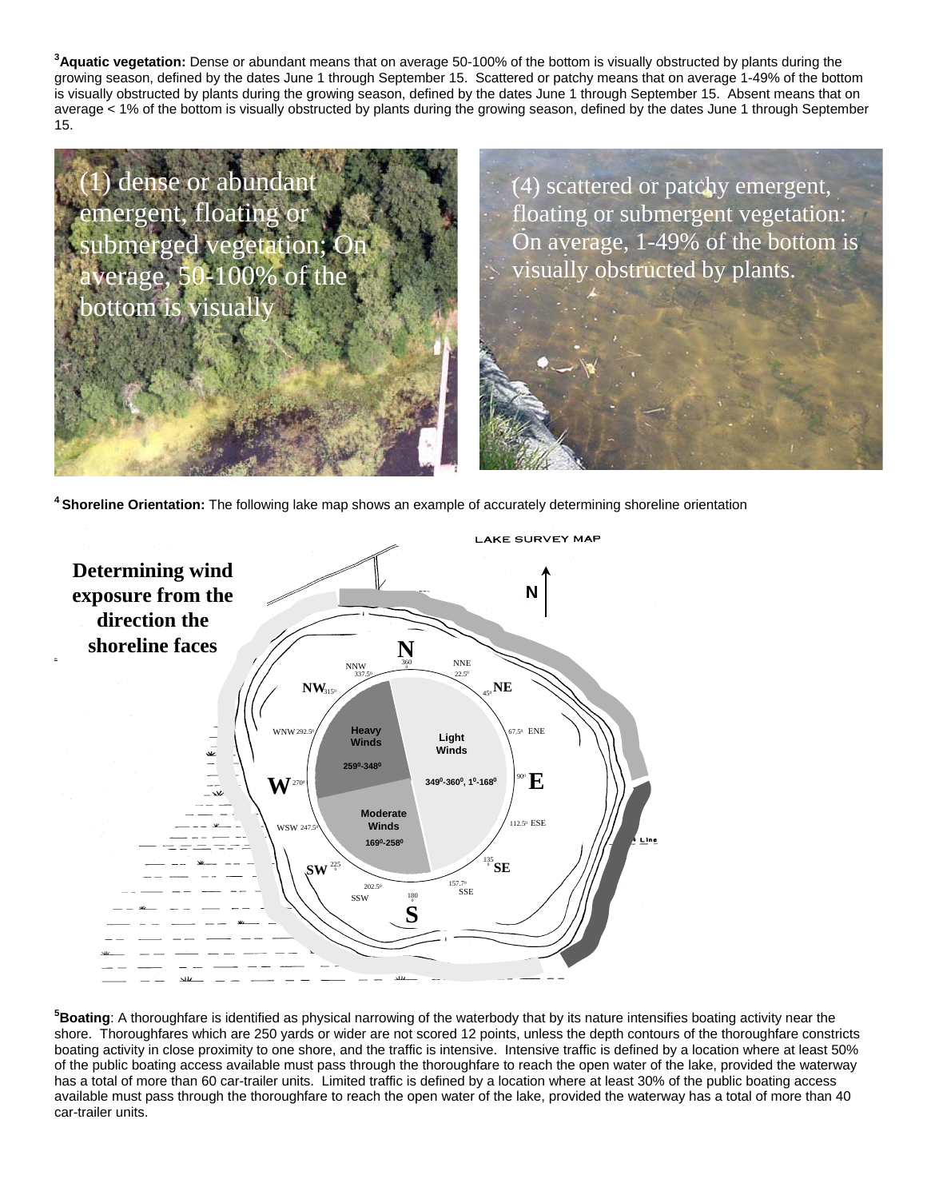[3] **Aquatic vegetation:** Dense or abundant means that on average 50-100% of the bottom is visually obstructed by plants during the growing season, defined by the dates June 1 through September 15. Scattered or patchy means that on average 1-49% of the bottom is visually obstructed by plants during the growing season, defined by the dates June 1 through September 15. Absent means that on average < 1% of the bottom is visually obstructed by plants during the growing season, defined by the dates June 1 through September 15.

(1) dense or abundant emergent, floating or submerged vegetation; On average, 50-100% of the bottom is visually

(4) scattered or patchy emergent, floating or submergent vegetation: On average, 1-49% of the bottom is visually obstructed by plants.

[4] **Shoreline Orientation:** The following lake map shows an example of accurately determining shoreline orientation

LAKE SURVEY MAP

**Determining wind exposure from the direction the shoreline faces**

N

N
NNW 337.5°
360°
NNE 22.5°
NW 315°
NE 45°
WNW 292.5°
ENE 67.5°
W 270°
E 90°
WSW 247.5°
ESE 112.5°
SW 225°
SE 135°
SSW 202.5°
SSE 157.7°
S 180°

Heavy Winds 259°-348°

Light Winds 349°-360°, 1°-168°

Moderate Winds 169°-258°

[5] **Boating**: A thoroughfare is identified as physical narrowing of the waterbody that by its nature intensifies boating activity near the shore. Thoroughfares which are 250 yards or wider are not scored 12 points, unless the depth contours of the thoroughfare constricts boating activity in close proximity to one shore, and the traffic is intensive. Intensive traffic is defined by a location where at least 50% of the public boating access available must pass through the thoroughfare to reach the open water of the lake, provided the waterway has a total of more than 60 car-trailer units. Limited traffic is defined by a location where at least 30% of the public boating access available must pass through the thoroughfare to reach the open water of the lake, provided the waterway has a total of more than 40 car-trailer units.